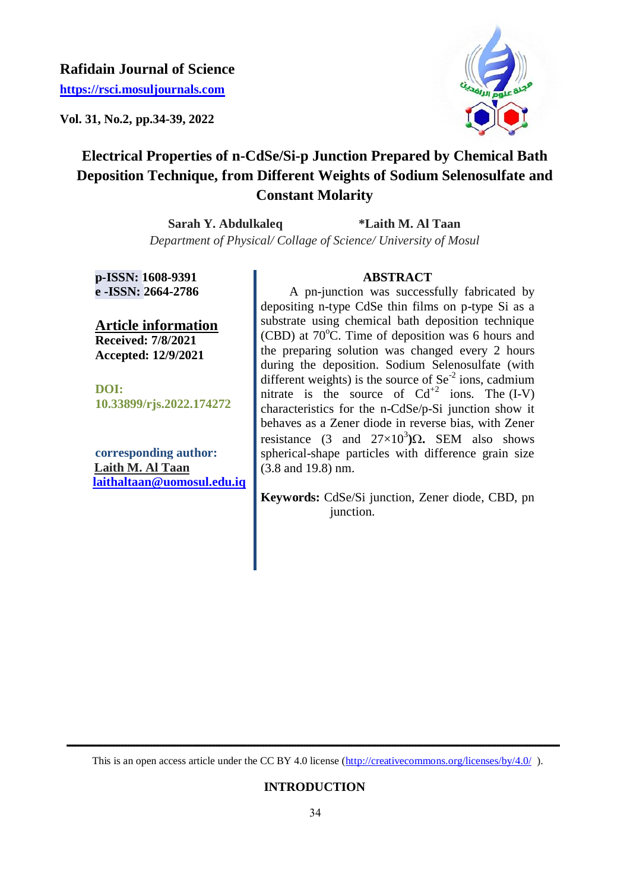**Rafidain Journal of Science**

https://rsci.mosuljournals.com

**Vol. 31, No.2, pp.34-39, 2022**

# Electrical Properties of n-CdSe/Si-p Junction Prepared by Chemical Bath Deposition Technique, from Different Weights of Sodium Selenosulfate and Constant Molarity

**Sarah Y. Abdulkaleq** **\*Laith M. Al Taan**

*Department of Physical/ Collage of Science/ University of Mosul*

**p-ISSN:** 1608-9391
**e -ISSN:** 2664-2786

**Article information**
**Received: 7/8/2021**
**Accepted: 12/9/2021**

**DOI:** 10.33899/rjs.2022.174272

**corresponding author:**
Laith M. Al Taan
laithaltaan@uomosul.edu.iq

## ABSTRACT

A pn-junction was successfully fabricated by depositing n-type CdSe thin films on p-type Si as a substrate using chemical bath deposition technique (CBD) at 70$^{o}$C. Time of deposition was 6 hours and the preparing solution was changed every 2 hours during the deposition. Sodium Selenosulfate (with different weights) is the source of $Se^{-2}$ ions, cadmium nitrate is the source of $Cd^{+2}$ ions. The (I-V) characteristics for the n-CdSe/p-Si junction show it behaves as a Zener diode in reverse bias, with Zener resistance (3 and $27\times10^{3}$)**Ω.** SEM also shows spherical-shape particles with difference grain size (3.8 and 19.8) nm.

**Keywords:** CdSe/Si junction, Zener diode, CBD, pn junction.

This is an open access article under the CC BY 4.0 license (http://creativecommons.org/licenses/by/4.0/ ).

## INTRODUCTION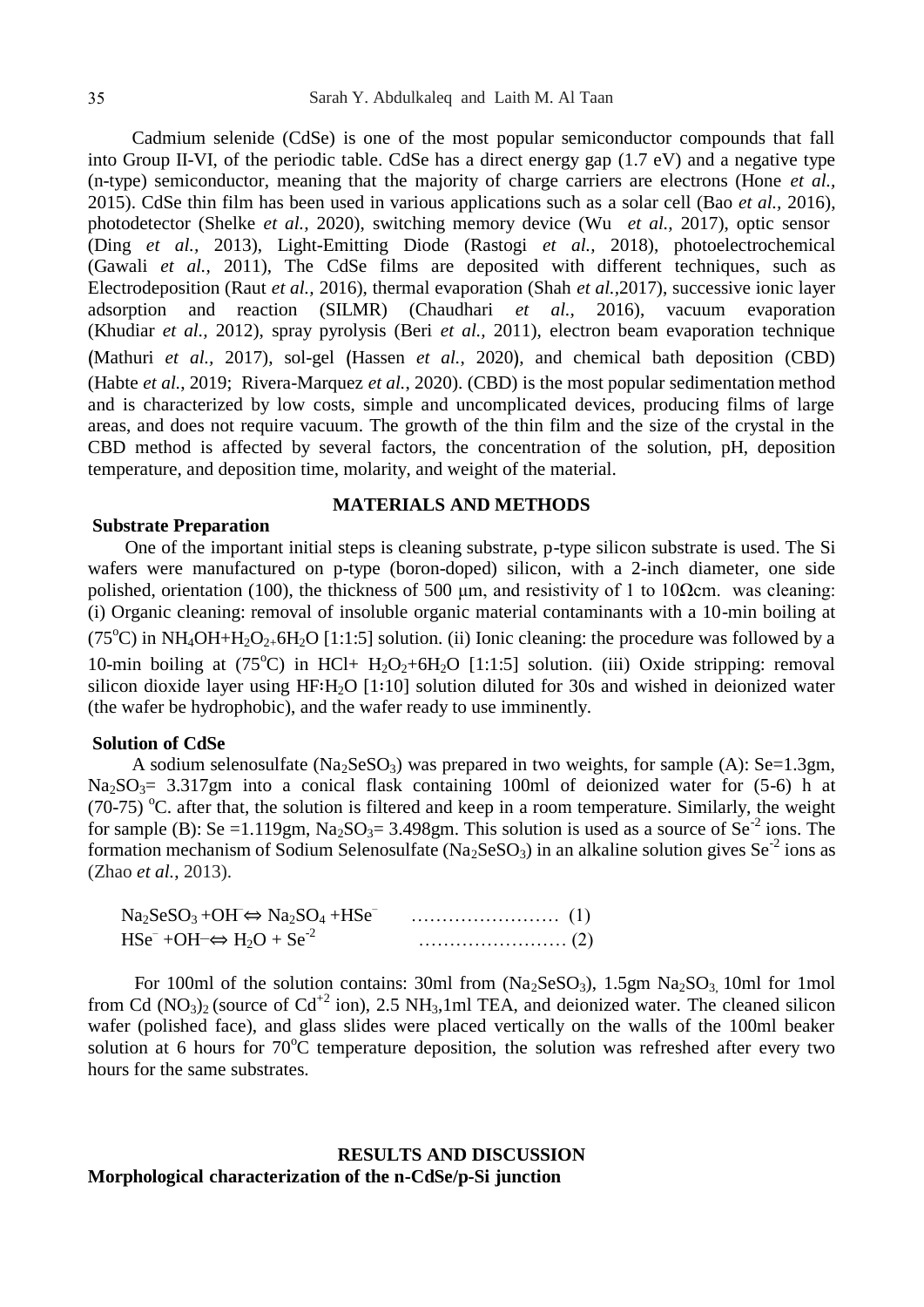Cadmium selenide (CdSe) is one of the most popular semiconductor compounds that fall into Group II-VI, of the periodic table. CdSe has a direct energy gap (1.7 eV) and a negative type (n-type) semiconductor, meaning that the majority of charge carriers are electrons (Hone *et al.,* 2015). CdSe thin film has been used in various applications such as a solar cell (Bao *et al.,* 2016), photodetector (Shelke *et al.,* 2020), switching memory device (Wu *et al.,* 2017), optic sensor (Ding *et al.,* 2013), Light-Emitting Diode (Rastogi *et al.,* 2018), photoelectrochemical (Gawali *et al.,* 2011), The CdSe films are deposited with different techniques, such as Electrodeposition (Raut *et al.,* 2016), thermal evaporation (Shah *et al.,*2017), successive ionic layer adsorption and reaction (SILMR) (Chaudhari *et al.,* 2016), vacuum evaporation (Khudiar *et al.,* 2012), spray pyrolysis (Beri *et al.,* 2011), electron beam evaporation technique (Mathuri *et al.,* 2017), sol-gel (Hassen *et al.,* 2020), and chemical bath deposition (CBD) (Habte *et al.,* 2019; Rivera-Marquez *et al.,* 2020). (CBD) is the most popular sedimentation method and is characterized by low costs, simple and uncomplicated devices, producing films of large areas, and does not require vacuum. The growth of the thin film and the size of the crystal in the CBD method is affected by several factors, the concentration of the solution, pH, deposition temperature, and deposition time, molarity, and weight of the material.

## MATERIALS AND METHODS

### Substrate Preparation

One of the important initial steps is cleaning substrate, p-type silicon substrate is used. The Si wafers were manufactured on p-type (boron-doped) silicon, with a 2-inch diameter, one side polished, orientation (100), the thickness of 500 μm, and resistivity of 1 to 10Ωcm. was cleaning: (i) Organic cleaning: removal of insoluble organic material contaminants with a 10-min boiling at ($75^oC$) in $NH_4OH+H_2O_2+6H_2O$ [1:1:5] solution. (ii) Ionic cleaning: the procedure was followed by a 10-min boiling at ($75^oC$) in HCl+ $H_2O_2+6H_2O$ [1:1:5] solution. (iii) Oxide stripping: removal silicon dioxide layer using $HF:H_2O$ [1:10] solution diluted for 30s and wished in deionized water (the wafer be hydrophobic), and the wafer ready to use imminently.

### Solution of CdSe

A sodium selenosulfate ($Na_2SeSO_3$) was prepared in two weights, for sample (A): Se=1.3gm, $Na_2SO_3$= 3.317gm into a conical flask containing 100ml of deionized water for (5-6) h at (70-75) $^oC$. after that, the solution is filtered and keep in a room temperature. Similarly, the weight for sample (B): Se =1.119gm, $Na_2SO_3$= 3.498gm. This solution is used as a source of $Se^{-2}$ ions. The formation mechanism of Sodium Selenosulfate ($Na_2SeSO_3$) in an alkaline solution gives $Se^{-2}$ ions as (Zhao *et al.*, 2013).

$$Na_2SeSO_3 + OH^- \Leftrightarrow Na_2SO_4 + HSe^- \quad \ldots\ldots\ldots\ldots\ldots\ldots\ldots\ldots \quad (1)$$

$$HSe^- + OH^- \Leftrightarrow H_2O + Se^{-2} \quad \ldots\ldots\ldots\ldots\ldots\ldots\ldots\ldots \quad (2)$$

For 100ml of the solution contains: 30ml from ($Na_2SeSO_3$), 1.5gm $Na_2SO_3$, 10ml for 1mol from Cd $(NO_3)_2$ (source of $Cd^{+2}$ ion), 2.5 $NH_3$,1ml TEA, and deionized water. The cleaned silicon wafer (polished face), and glass slides were placed vertically on the walls of the 100ml beaker solution at 6 hours for $70^oC$ temperature deposition, the solution was refreshed after every two hours for the same substrates.

## RESULTS AND DISCUSSION

### Morphological characterization of the n-CdSe/p-Si junction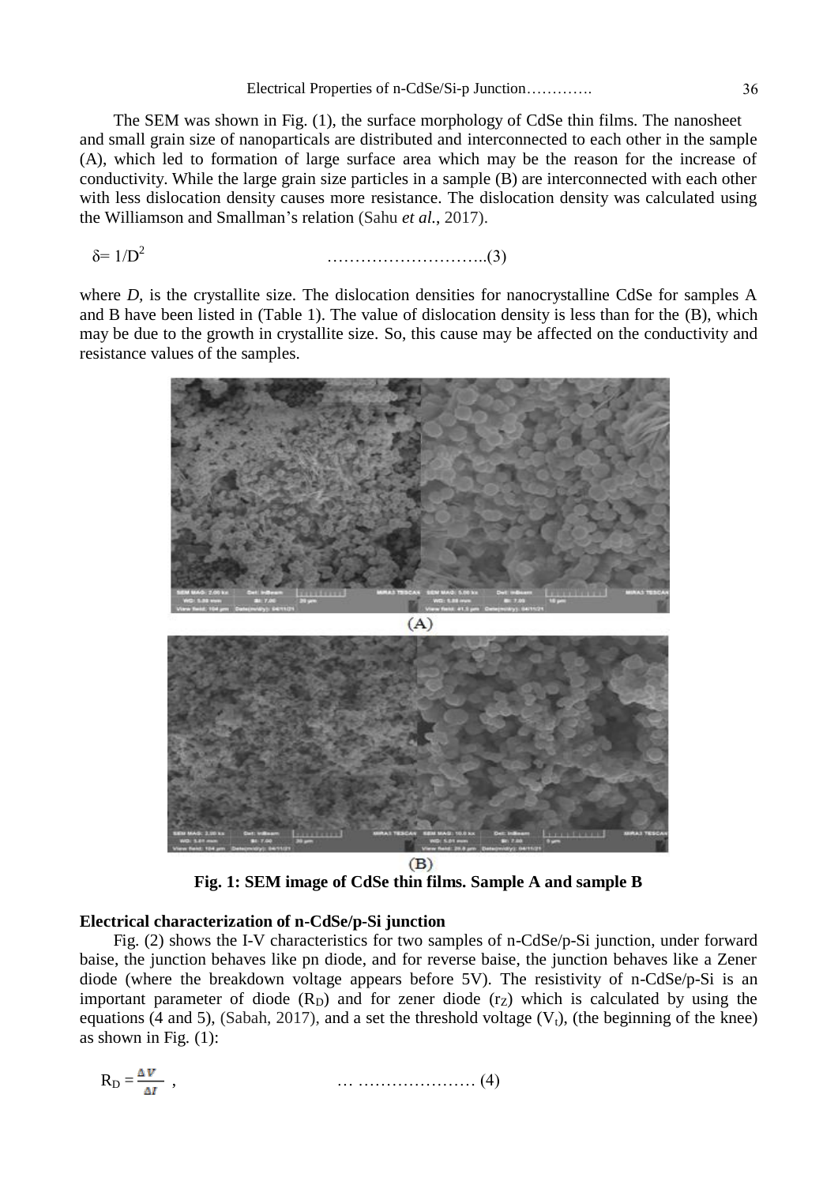The SEM was shown in Fig. (1), the surface morphology of CdSe thin films. The nanosheet and small grain size of nanoparticals are distributed and interconnected to each other in the sample (A), which led to formation of large surface area which may be the reason for the increase of conductivity. While the large grain size particles in a sample (B) are interconnected with each other with less dislocation density causes more resistance. The dislocation density was calculated using the Williamson and Smallman's relation (Sahu *et al.*, 2017).

$$\delta = 1/D^2 \quad \text{..........................(3)}$$

where *D*, is the crystallite size. The dislocation densities for nanocrystalline CdSe for samples A and B have been listed in (Table 1). The value of dislocation density is less than for the (B), which may be due to the growth in crystallite size. So, this cause may be affected on the conductivity and resistance values of the samples.

(A)

(B)

**Fig. 1: SEM image of CdSe thin films. Sample A and sample B**

**Electrical characterization of n-CdSe/p-Si junction**

Fig. (2) shows the I-V characteristics for two samples of n-CdSe/p-Si junction, under forward baise, the junction behaves like pn diode, and for reverse baise, the junction behaves like a Zener diode (where the breakdown voltage appears before 5V). The resistivity of n-CdSe/p-Si is an important parameter of diode ($R_D$) and for zener diode ($r_Z$) which is calculated by using the equations (4 and 5), (Sabah, 2017), and a set the threshold voltage ($V_t$), (the beginning of the knee) as shown in Fig. (1):

$$R_D = \frac{\Delta V}{\Delta I} \quad , \quad \text{... ...................... (4)}$$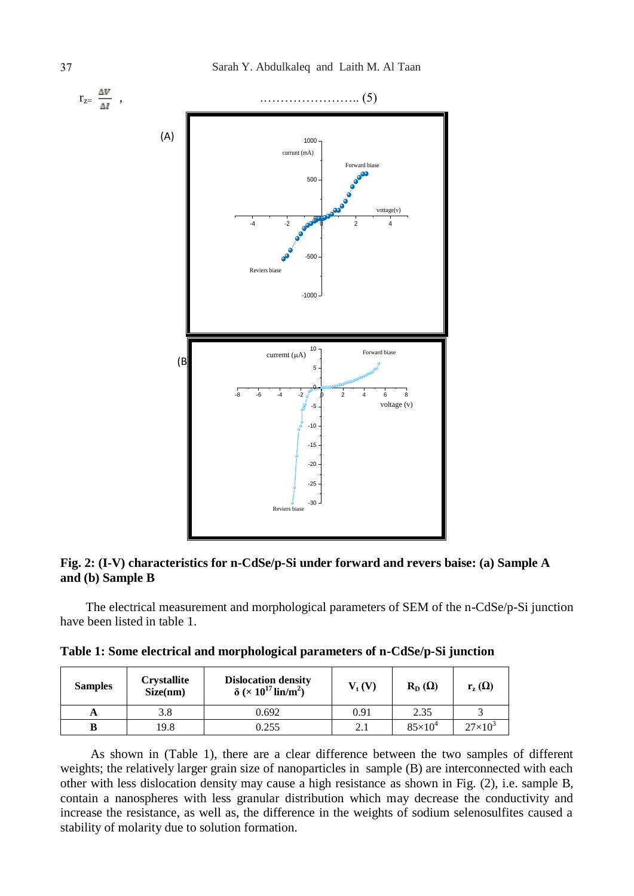$$r_z = \frac{\Delta V}{\Delta I} \quad , \qquad \ldots\ldots\ldots\ldots\ldots\ldots\ldots\ldots \text{(5)}$$

**Fig. 2: (I-V) characteristics for n-CdSe/p-Si under forward and revers baise: (a) Sample A and (b) Sample B**

The electrical measurement and morphological parameters of SEM of the n-CdSe/p-Si junction have been listed in table 1.

**Table 1: Some electrical and morphological parameters of n-CdSe/p-Si junction**

| Samples | Crystallite Size(nm) | Dislocation density $\delta$ ($\times 10^{17}$ lin/m$^2$) | $V_t$ (V) | $R_D$ ($\Omega$) | $r_z$ ($\Omega$) |
|---|---|---|---|---|---|
| **A** | 3.8 | 0.692 | 0.91 | 2.35 | 3 |
| **B** | 19.8 | 0.255 | 2.1 | $85\times10^4$ | $27\times10^3$ |

As shown in (Table 1), there are a clear difference between the two samples of different weights; the relatively larger grain size of nanoparticles in sample (B) are interconnected with each other with less dislocation density may cause a high resistance as shown in Fig. (2), i.e. sample B, contain a nanospheres with less granular distribution which may decrease the conductivity and increase the resistance, as well as, the difference in the weights of sodium selenosulfites caused a stability of molarity due to solution formation.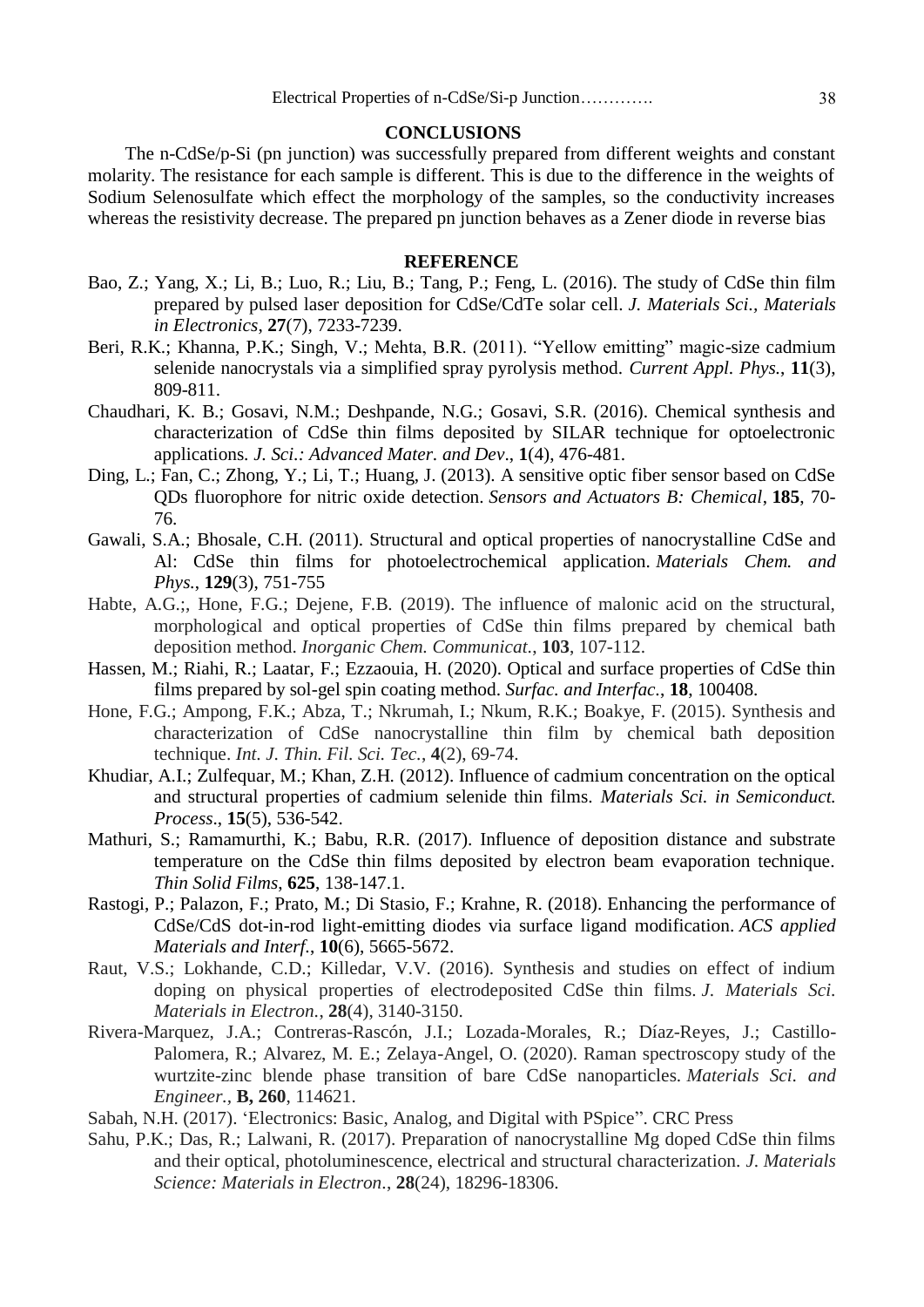## CONCLUSIONS

The n-CdSe/p-Si (pn junction) was successfully prepared from different weights and constant molarity. The resistance for each sample is different. This is due to the difference in the weights of Sodium Selenosulfate which effect the morphology of the samples, so the conductivity increases whereas the resistivity decrease. The prepared pn junction behaves as a Zener diode in reverse bias

## REFERENCE

Bao, Z.; Yang, X.; Li, B.; Luo, R.; Liu, B.; Tang, P.; Feng, L. (2016). The study of CdSe thin film prepared by pulsed laser deposition for CdSe/CdTe solar cell. *J. Materials Sci., Materials in Electronics*, **27**(7), 7233-7239.

Beri, R.K.; Khanna, P.K.; Singh, V.; Mehta, B.R. (2011). "Yellow emitting" magic-size cadmium selenide nanocrystals via a simplified spray pyrolysis method. *Current Appl. Phys.*, **11**(3), 809-811.

Chaudhari, K. B.; Gosavi, N.M.; Deshpande, N.G.; Gosavi, S.R. (2016). Chemical synthesis and characterization of CdSe thin films deposited by SILAR technique for optoelectronic applications. *J. Sci.: Advanced Mater. and Dev*., **1**(4), 476-481.

Ding, L.; Fan, C.; Zhong, Y.; Li, T.; Huang, J. (2013). A sensitive optic fiber sensor based on CdSe QDs fluorophore for nitric oxide detection. *Sensors and Actuators B: Chemical*, **185**, 70-76.

Gawali, S.A.; Bhosale, C.H. (2011). Structural and optical properties of nanocrystalline CdSe and Al: CdSe thin films for photoelectrochemical application. *Materials Chem. and Phys.*, **129**(3), 751-755

Habte, A.G.;, Hone, F.G.; Dejene, F.B. (2019). The influence of malonic acid on the structural, morphological and optical properties of CdSe thin films prepared by chemical bath deposition method. *Inorganic Chem. Communicat.*, **103**, 107-112.

Hassen, M.; Riahi, R.; Laatar, F.; Ezzaouia, H. (2020). Optical and surface properties of CdSe thin films prepared by sol-gel spin coating method. *Surfac. and Interfac.*, **18**, 100408.

Hone, F.G.; Ampong, F.K.; Abza, T.; Nkrumah, I.; Nkum, R.K.; Boakye, F. (2015). Synthesis and characterization of CdSe nanocrystalline thin film by chemical bath deposition technique. *Int. J. Thin. Fil. Sci. Tec.*, **4**(2), 69-74.

Khudiar, A.I.; Zulfequar, M.; Khan, Z.H. (2012). Influence of cadmium concentration on the optical and structural properties of cadmium selenide thin films. *Materials Sci. in Semiconduct. Process*., **15**(5), 536-542.

Mathuri, S.; Ramamurthi, K.; Babu, R.R. (2017). Influence of deposition distance and substrate temperature on the CdSe thin films deposited by electron beam evaporation technique. *Thin Solid Films*, **625**, 138-147.1.

Rastogi, P.; Palazon, F.; Prato, M.; Di Stasio, F.; Krahne, R. (2018). Enhancing the performance of CdSe/CdS dot-in-rod light-emitting diodes via surface ligand modification. *ACS applied Materials and Interf.*, **10**(6), 5665-5672.

Raut, V.S.; Lokhande, C.D.; Killedar, V.V. (2016). Synthesis and studies on effect of indium doping on physical properties of electrodeposited CdSe thin films. *J. Materials Sci. Materials in Electron.*, **28**(4), 3140-3150.

Rivera-Marquez, J.A.; Contreras-Rascón, J.I.; Lozada-Morales, R.; Díaz-Reyes, J.; Castillo-Palomera, R.; Alvarez, M. E.; Zelaya-Angel, O. (2020). Raman spectroscopy study of the wurtzite-zinc blende phase transition of bare CdSe nanoparticles. *Materials Sci. and Engineer.*, **B, 260**, 114621.

Sabah, N.H. (2017). 'Electronics: Basic, Analog, and Digital with PSpice". CRC Press

Sahu, P.K.; Das, R.; Lalwani, R. (2017). Preparation of nanocrystalline Mg doped CdSe thin films and their optical, photoluminescence, electrical and structural characterization. *J. Materials Science: Materials in Electron.*, **28**(24), 18296-18306.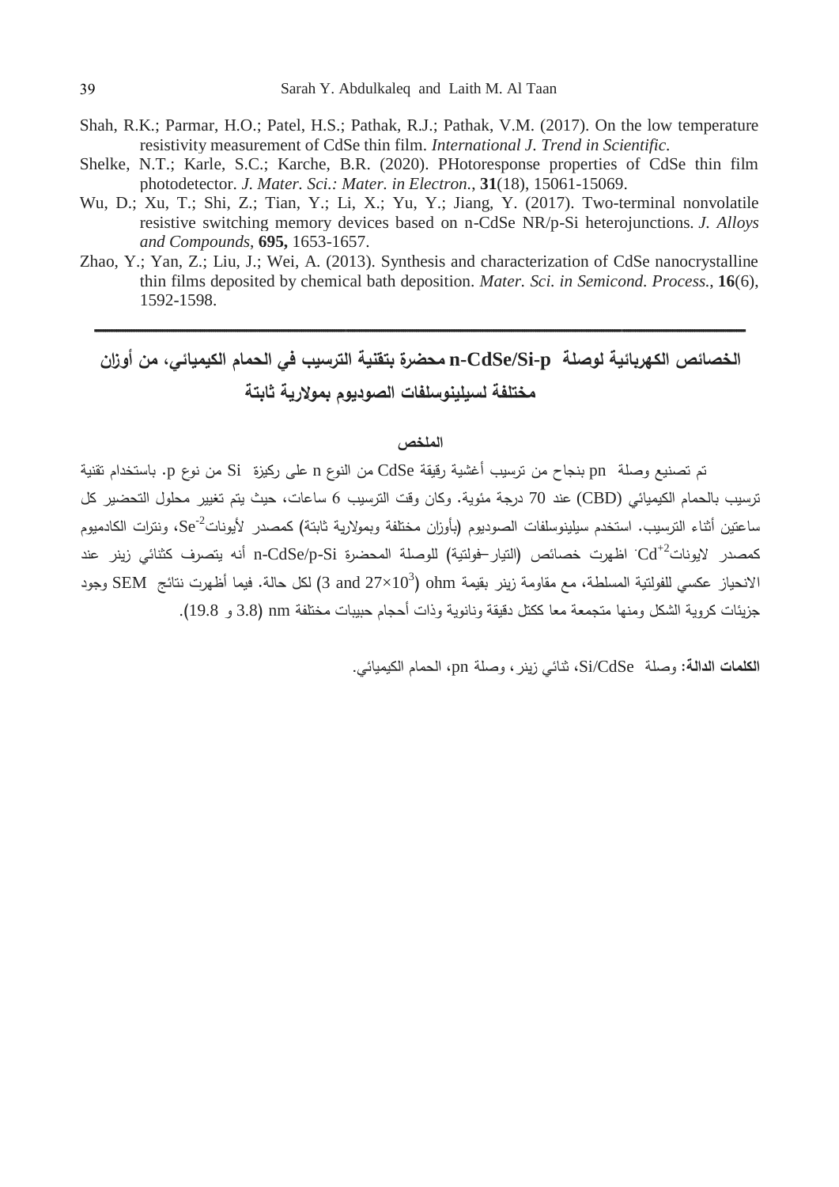Shah, R.K.; Parmar, H.O.; Patel, H.S.; Pathak, R.J.; Pathak, V.M. (2017). On the low temperature resistivity measurement of CdSe thin film. *International J. Trend in Scientific.*

Shelke, N.T.; Karle, S.C.; Karche, B.R. (2020). PHotoresponse properties of CdSe thin film photodetector. *J. Mater. Sci.: Mater. in Electron.*, **31**(18), 15061-15069.

Wu, D.; Xu, T.; Shi, Z.; Tian, Y.; Li, X.; Yu, Y.; Jiang, Y. (2017). Two-terminal nonvolatile resistive switching memory devices based on n-CdSe NR/p-Si heterojunctions. *J. Alloys and Compounds*, **695,** 1653-1657.

Zhao, Y.; Yan, Z.; Liu, J.; Wei, A. (2013). Synthesis and characterization of CdSe nanocrystalline thin films deposited by chemical bath deposition. *Mater. Sci. in Semicond. Process.*, **16**(6), 1592-1598.

---

# الخصائص الكهربائية لوصلة n-CdSe/Si-p محضرة بتقنية الترسيب في الحمام الكيميائي، من أوزان مختلفة لسيلينوسلفات الصوديوم بمولارية ثابتة

## الملخص

تم تصنيع وصلة pn بنجاح من ترسيب أغشية رقيقة CdSe من النوع n على ركيزة Si من نوع p. باستخدام تقنية ترسيب بالحمام الكيميائي (CBD) عند 70 درجة مئوية. وكان وقت الترسيب 6 ساعات، حيث يتم تغيير محلول التحضير كل ساعتين أثناء الترسيب. استخدم سيلينوسلفات الصوديوم (بأوزان مختلفة وبمولارية ثابتة) كمصدر لأيونات $Se^{-2}$، ونترات الكادميوم كمصدر لايونات $Cd^{+2}$. اظهرت خصائص (التيار–فولتية) للوصلة المحضرة n-CdSe/p-Si أنه يتصرف كثنائي زينر عند الانحياز عكسي للفولتية المسلطة، مع مقاومة زينر بقيمة ohm ($3$ and $27\times10^{3}$) لكل حالة. فيما أظهرت نتائج SEM وجود جزيئات كروية الشكل ومنها متجمعة معا ككتل دقيقة ونانوية وذات أحجام حبيبات مختلفة nm (3.8 و 19.8).

**الكلمات الدالة:** وصلة Si/CdSe، ثنائي زينر، وصلة pn، الحمام الكيميائي.